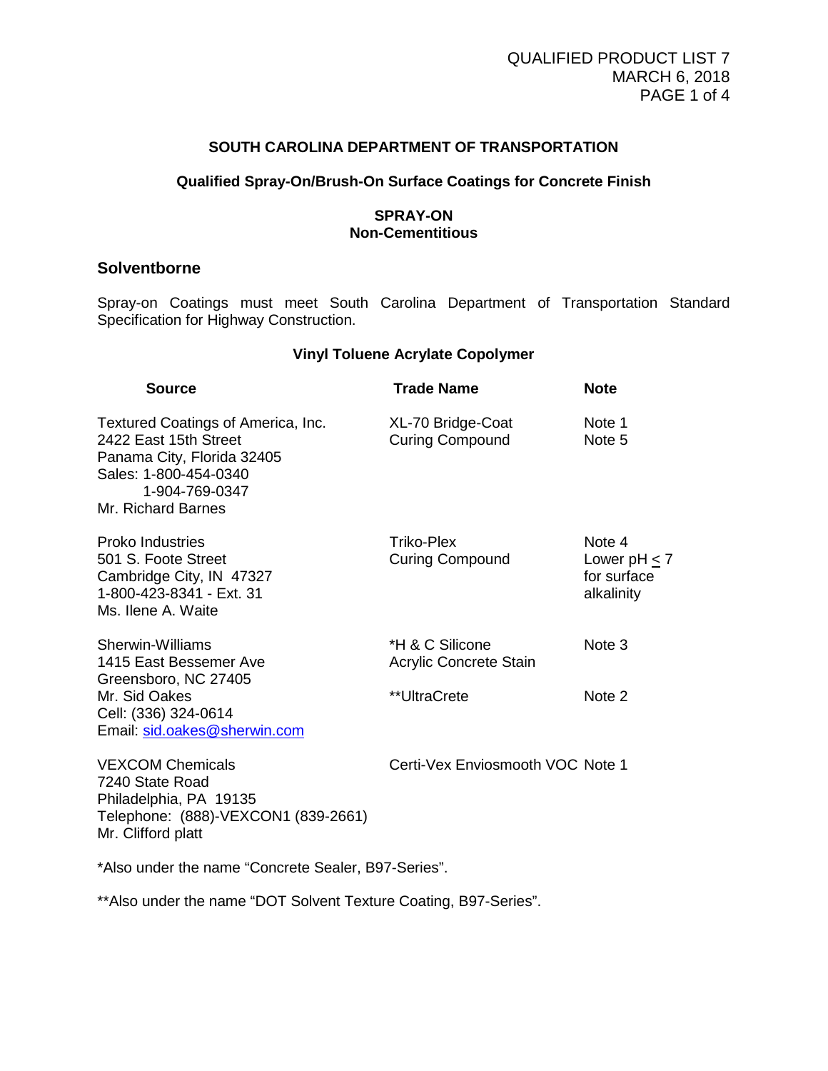## SOUTH CAROLINA DEPARTMENT OF TRANSPORTATION

### Qualified Spray-On/Brush-On Surface Coatings for Concrete Finish

**SPRAY-ON**
**Non-Cementitious**

### Solventborne

Spray-on Coatings must meet South Carolina Department of Transportation Standard Specification for Highway Construction.

**Vinyl Toluene Acrylate Copolymer**

| Source | Trade Name | Note |
|---|---|---|
| Textured Coatings of America, Inc.<br>2422 East 15th Street<br>Panama City, Florida 32405<br>Sales: 1-800-454-0340<br>1-904-769-0347<br>Mr. Richard Barnes | XL-70 Bridge-Coat<br>Curing Compound | Note 1<br>Note 5 |
| Proko Industries<br>501 S. Foote Street<br>Cambridge City, IN 47327<br>1-800-423-8341 - Ext. 31<br>Ms. Ilene A. Waite | Triko-Plex<br>Curing Compound | Note 4<br>Lower pH $\leq$ 7<br>for surface<br>alkalinity |
| Sherwin-Williams<br>1415 East Bessemer Ave<br>Greensboro, NC 27405<br>Mr. Sid Oakes<br>Cell: (336) 324-0614<br>Email: sid.oakes@sherwin.com | *H & C Silicone<br>Acrylic Concrete Stain<br><br>**UltraCrete | Note 3<br><br><br>Note 2 |
| VEXCOM Chemicals<br>7240 State Road<br>Philadelphia, PA 19135<br>Telephone: (888)-VEXCON1 (839-2661)<br>Mr. Clifford platt | Certi-Vex Enviosmooth VOC | Note 1 |

*Also under the name "Concrete Sealer, B97-Series".

**Also under the name "DOT Solvent Texture Coating, B97-Series".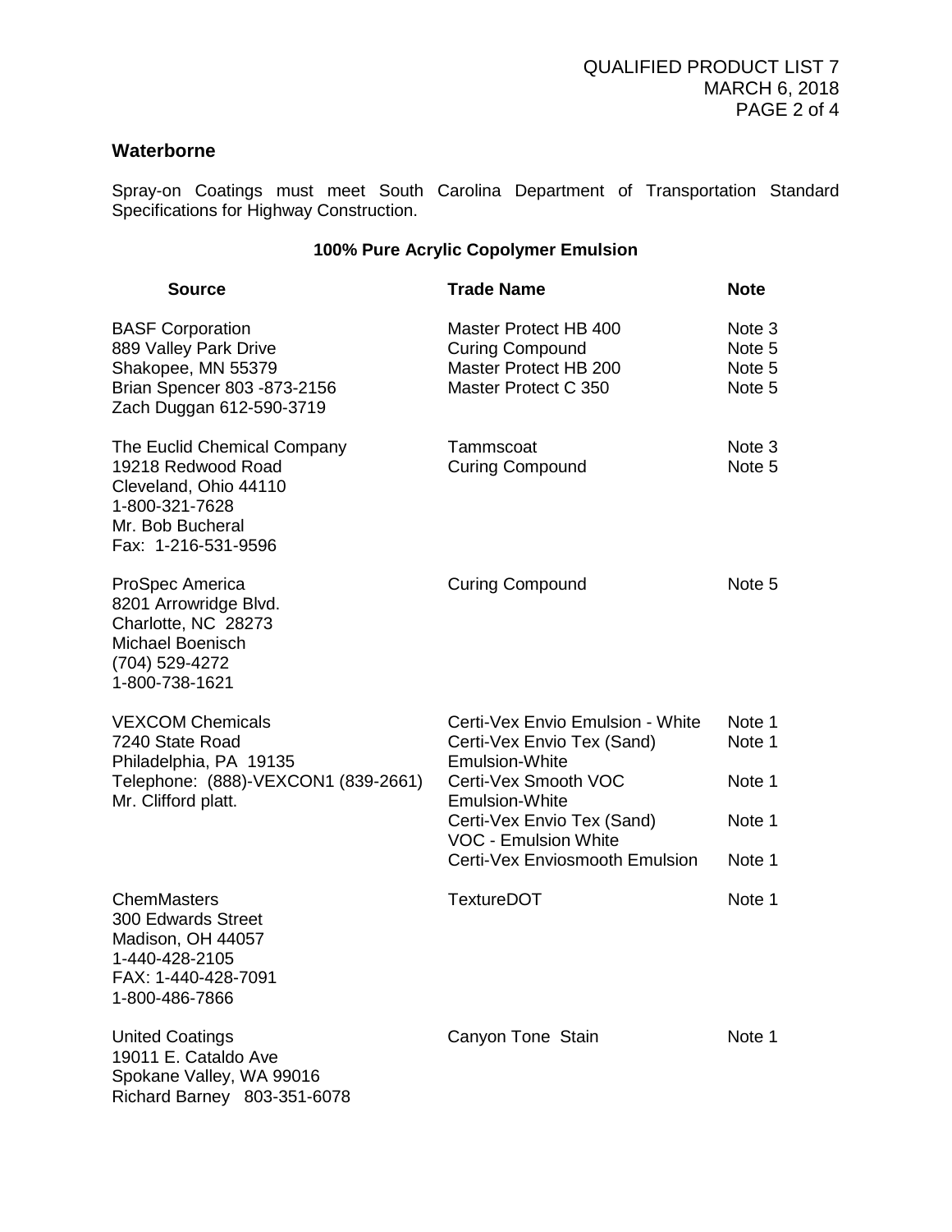## Waterborne

Spray-on Coatings must meet South Carolina Department of Transportation Standard Specifications for Highway Construction.

### 100% Pure Acrylic Copolymer Emulsion

| Source | Trade Name | Note |
|---|---|---|
| BASF Corporation<br>889 Valley Park Drive<br>Shakopee, MN 55379<br>Brian Spencer 803 -873-2156<br>Zach Duggan 612-590-3719 | Master Protect HB 400<br>Curing Compound<br>Master Protect HB 200<br>Master Protect C 350 | Note 3<br>Note 5<br>Note 5<br>Note 5 |
| The Euclid Chemical Company<br>19218 Redwood Road<br>Cleveland, Ohio 44110<br>1-800-321-7628<br>Mr. Bob Bucheral<br>Fax: 1-216-531-9596 | Tammscoat<br>Curing Compound | Note 3<br>Note 5 |
| ProSpec America<br>8201 Arrowridge Blvd.<br>Charlotte, NC 28273<br>Michael Boenisch<br>(704) 529-4272<br>1-800-738-1621 | Curing Compound | Note 5 |
| VEXCOM Chemicals<br>7240 State Road<br>Philadelphia, PA 19135<br>Telephone: (888)-VEXCON1 (839-2661)<br>Mr. Clifford platt. | Certi-Vex Envio Emulsion - White<br>Certi-Vex Envio Tex (Sand) Emulsion-White<br>Certi-Vex Smooth VOC Emulsion-White<br>Certi-Vex Envio Tex (Sand) VOC - Emulsion White<br>Certi-Vex Enviosmooth Emulsion | Note 1<br>Note 1<br>Note 1<br>Note 1<br>Note 1 |
| ChemMasters<br>300 Edwards Street<br>Madison, OH 44057<br>1-440-428-2105<br>FAX: 1-440-428-7091<br>1-800-486-7866 | TextureDOT | Note 1 |
| United Coatings<br>19011 E. Cataldo Ave<br>Spokane Valley, WA 99016<br>Richard Barney 803-351-6078 | Canyon Tone Stain | Note 1 |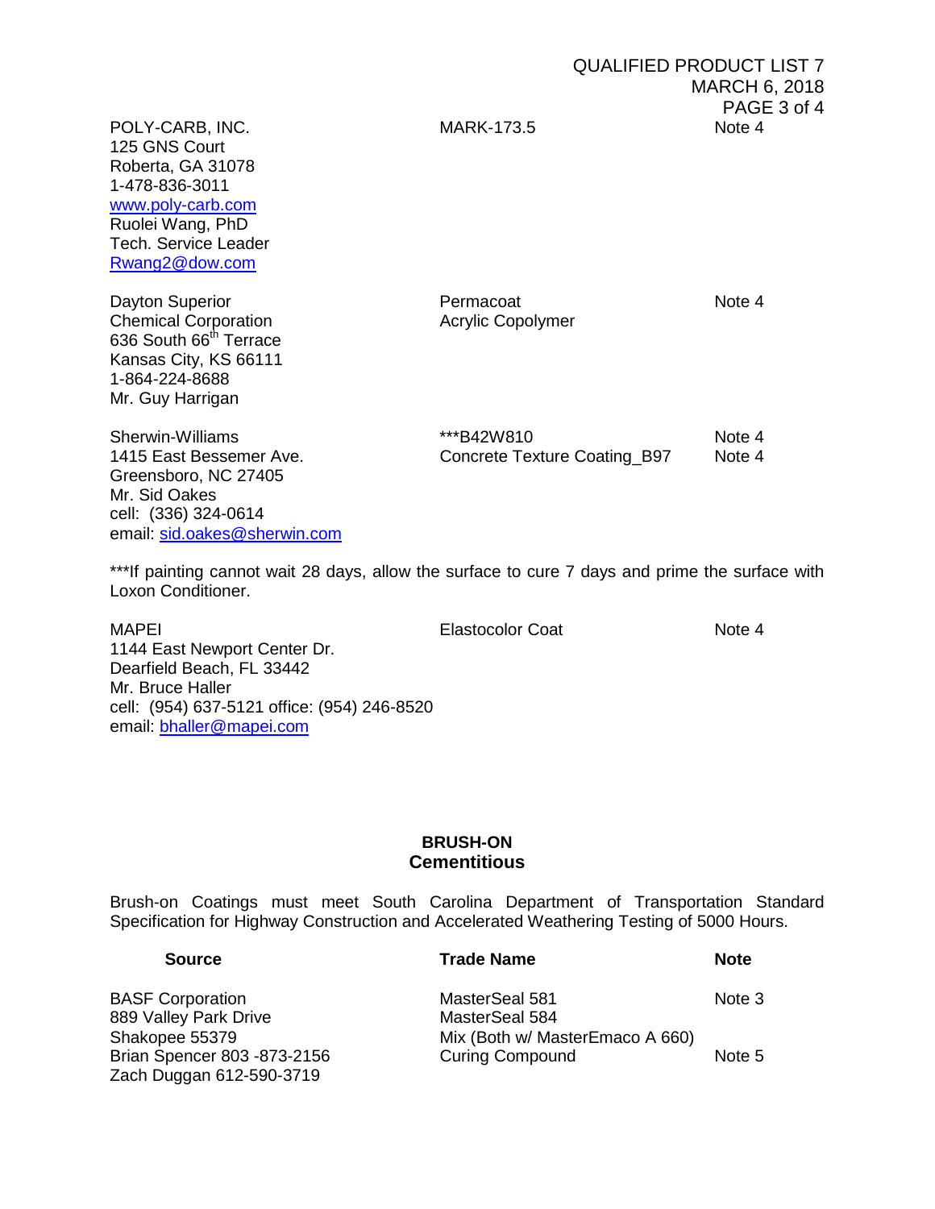| Source | Trade Name | Note |
| --- | --- | --- |
| POLY-CARB, INC.<br>125 GNS Court<br>Roberta, GA 31078<br>1-478-836-3011<br>www.poly-carb.com<br>Ruolei Wang, PhD<br>Tech. Service Leader<br>Rwang2@dow.com | MARK-173.5 | Note 4 |
| Dayton Superior<br>Chemical Corporation<br>636 South 66th Terrace<br>Kansas City, KS 66111<br>1-864-224-8688<br>Mr. Guy Harrigan | Permacoat<br>Acrylic Copolymer | Note 4 |
| Sherwin-Williams<br>1415 East Bessemer Ave.<br>Greensboro, NC 27405<br>Mr. Sid Oakes<br>cell: (336) 324-0614<br>email: sid.oakes@sherwin.com | ***B42W810<br>Concrete Texture Coating_B97 | Note 4<br>Note 4 |

***If painting cannot wait 28 days, allow the surface to cure 7 days and prime the surface with Loxon Conditioner.

| Source | Trade Name | Note |
| --- | --- | --- |
| MAPEI<br>1144 East Newport Center Dr.<br>Dearfield Beach, FL 33442<br>Mr. Bruce Haller<br>cell: (954) 637-5121 office: (954) 246-8520<br>email: bhaller@mapei.com | Elastocolor Coat | Note 4 |

## BRUSH-ON
## Cementitious

Brush-on Coatings must meet South Carolina Department of Transportation Standard Specification for Highway Construction and Accelerated Weathering Testing of 5000 Hours.

| Source | Trade Name | Note |
| --- | --- | --- |
| BASF Corporation<br>889 Valley Park Drive<br>Shakopee 55379<br>Brian Spencer 803 -873-2156<br>Zach Duggan 612-590-3719 | MasterSeal 581<br>MasterSeal 584<br>Mix (Both w/ MasterEmaco A 660)<br>Curing Compound | Note 3<br><br><br>Note 5 |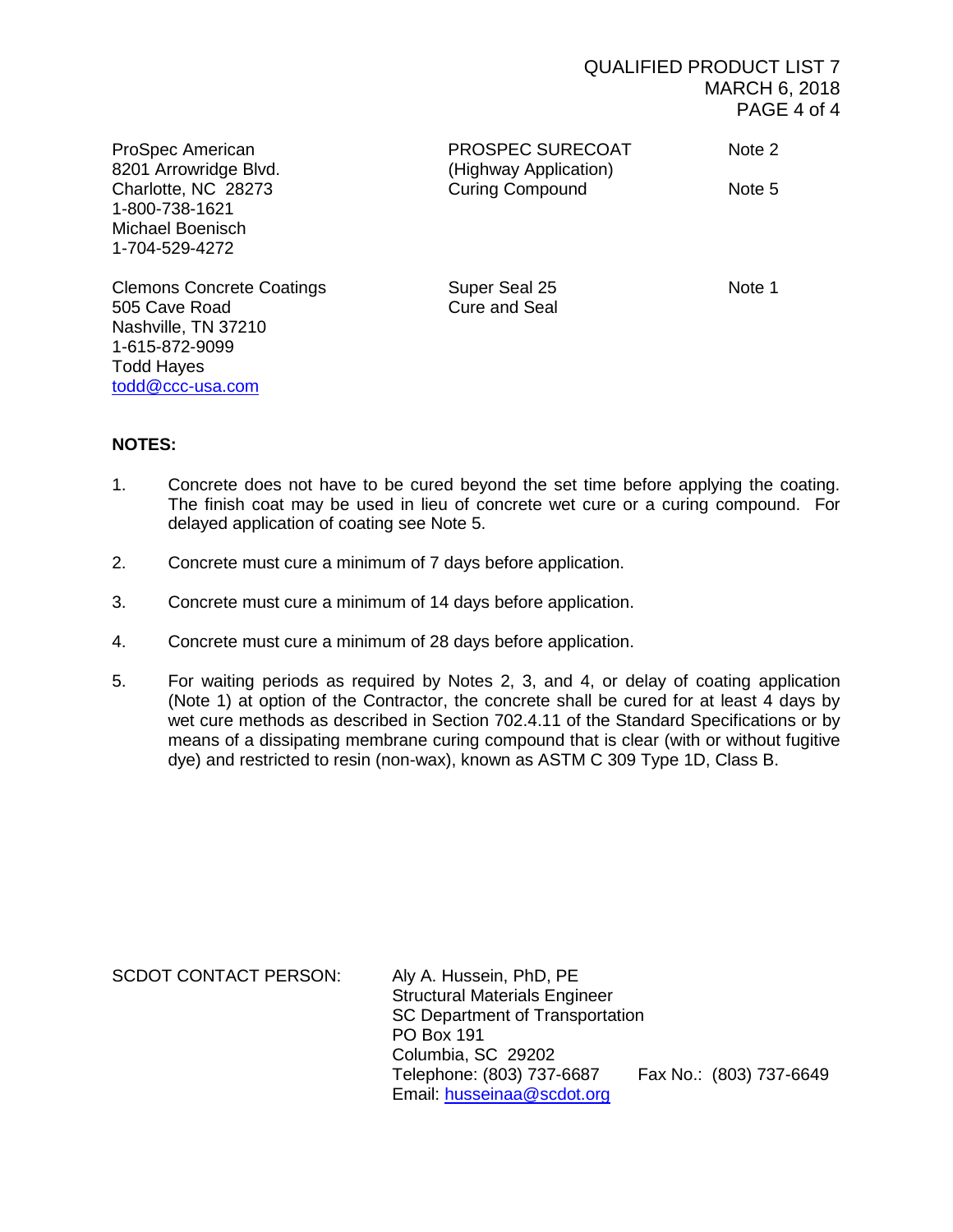| | | |
|---|---|---|
| ProSpec American<br>8201 Arrowridge Blvd.<br>Charlotte, NC 28273<br>1-800-738-1621<br>Michael Boenisch<br>1-704-529-4272 | PROSPEC SURECOAT<br>(Highway Application)<br>Curing Compound | Note 2<br><br>Note 5 |
| Clemons Concrete Coatings<br>505 Cave Road<br>Nashville, TN 37210<br>1-615-872-9099<br>Todd Hayes<br>todd@ccc-usa.com | Super Seal 25<br>Cure and Seal | Note 1 |

**NOTES:**

1. Concrete does not have to be cured beyond the set time before applying the coating. The finish coat may be used in lieu of concrete wet cure or a curing compound. For delayed application of coating see Note 5.

2. Concrete must cure a minimum of 7 days before application.

3. Concrete must cure a minimum of 14 days before application.

4. Concrete must cure a minimum of 28 days before application.

5. For waiting periods as required by Notes 2, 3, and 4, or delay of coating application (Note 1) at option of the Contractor, the concrete shall be cured for at least 4 days by wet cure methods as described in Section 702.4.11 of the Standard Specifications or by means of a dissipating membrane curing compound that is clear (with or without fugitive dye) and restricted to resin (non-wax), known as ASTM C 309 Type 1D, Class B.

SCDOT CONTACT PERSON:

Aly A. Hussein, PhD, PE
Structural Materials Engineer
SC Department of Transportation
PO Box 191
Columbia, SC 29202
Telephone: (803) 737-6687 Fax No.: (803) 737-6649
Email: husseinaa@scdot.org